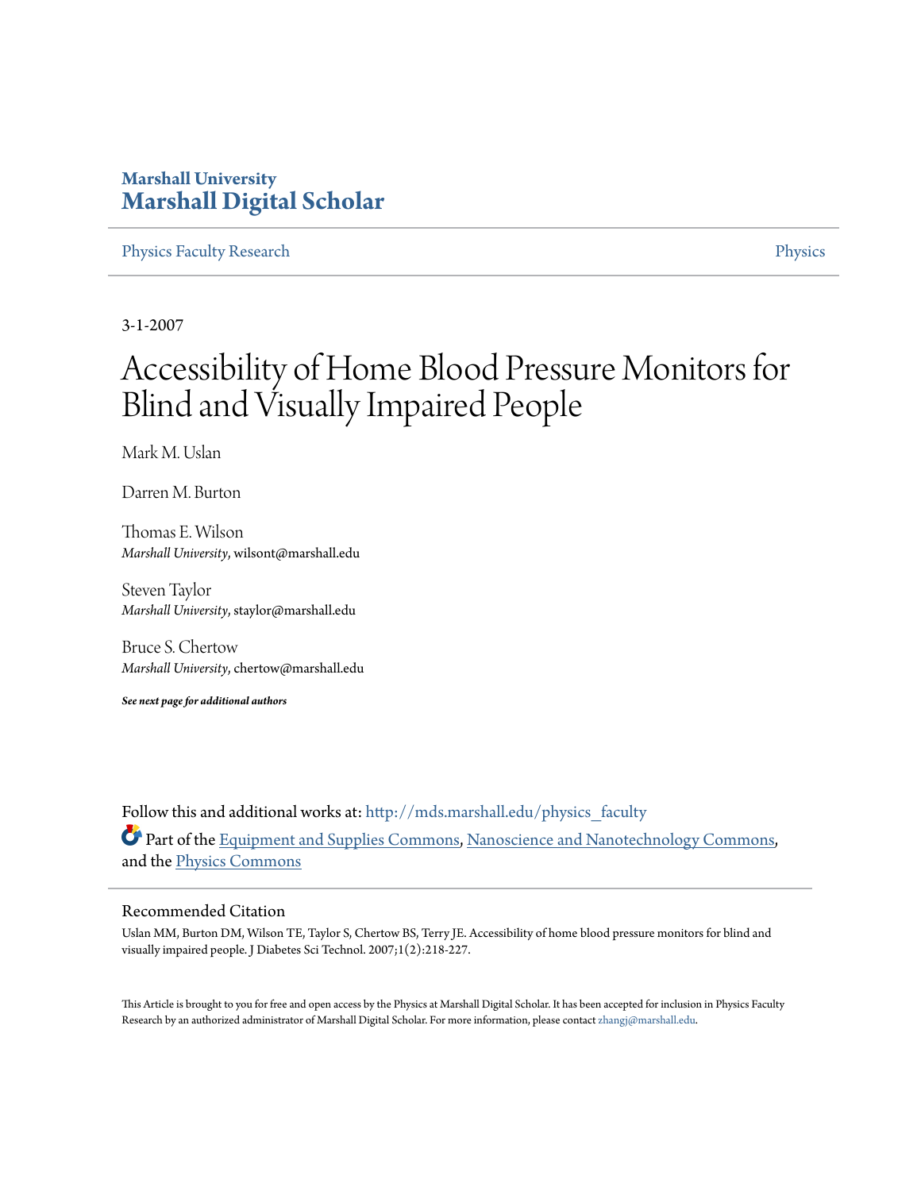**Marshall University**
**Marshall Digital Scholar**

Physics Faculty Research | Physics

3-1-2007

# Accessibility of Home Blood Pressure Monitors for Blind and Visually Impaired People

Mark M. Uslan

Darren M. Burton

Thomas E. Wilson
*Marshall University*, wilsont@marshall.edu

Steven Taylor
*Marshall University*, staylor@marshall.edu

Bruce S. Chertow
*Marshall University*, chertow@marshall.edu

***See next page for additional authors***

Follow this and additional works at: http://mds.marshall.edu/physics_faculty

Part of the Equipment and Supplies Commons, Nanoscience and Nanotechnology Commons, and the Physics Commons

## Recommended Citation

Uslan MM, Burton DM, Wilson TE, Taylor S, Chertow BS, Terry JE. Accessibility of home blood pressure monitors for blind and visually impaired people. J Diabetes Sci Technol. 2007;1(2):218-227.

This Article is brought to you for free and open access by the Physics at Marshall Digital Scholar. It has been accepted for inclusion in Physics Faculty Research by an authorized administrator of Marshall Digital Scholar. For more information, please contact zhangj@marshall.edu.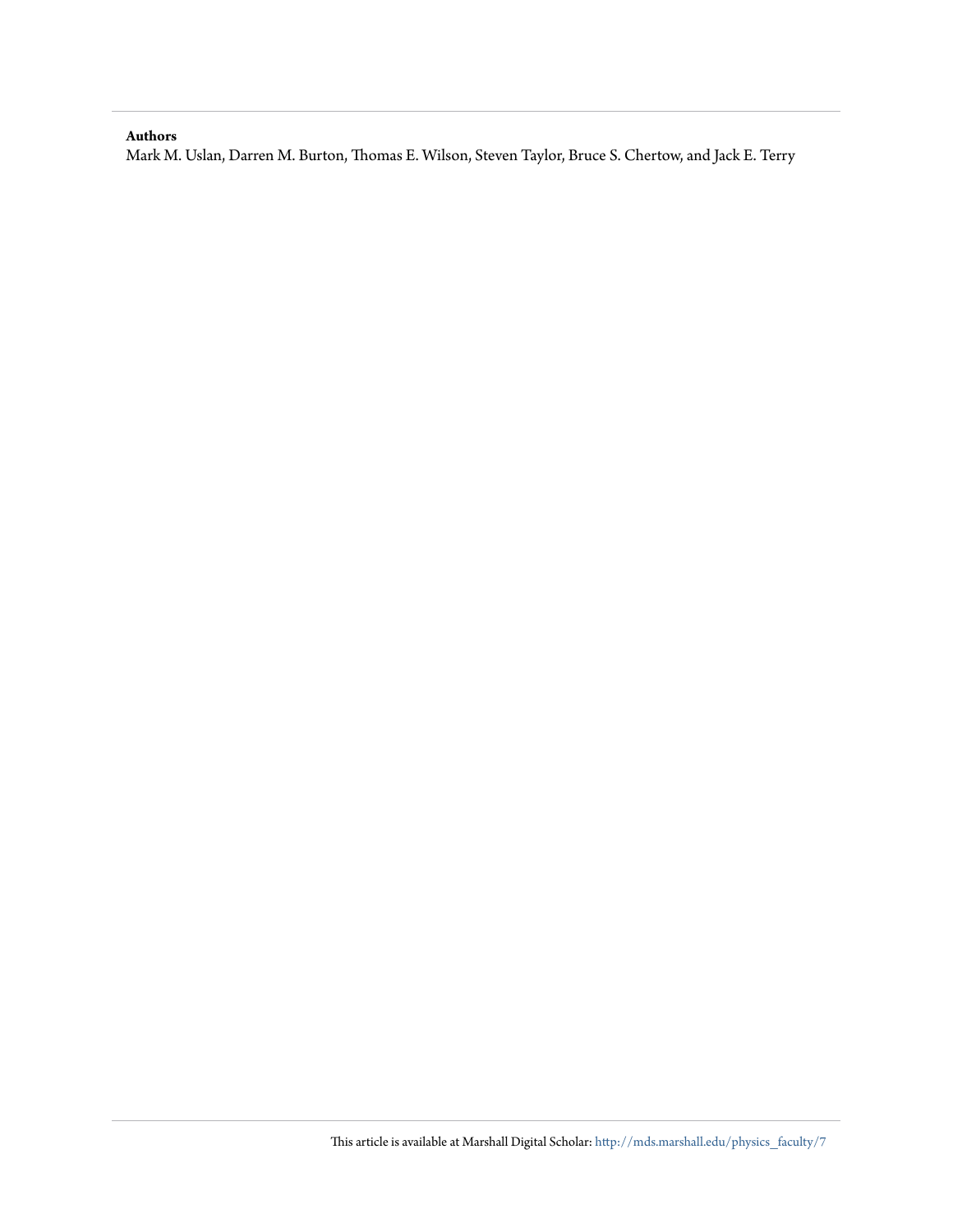**Authors**

Mark M. Uslan, Darren M. Burton, Thomas E. Wilson, Steven Taylor, Bruce S. Chertow, and Jack E. Terry

This article is available at Marshall Digital Scholar: http://mds.marshall.edu/physics_faculty/7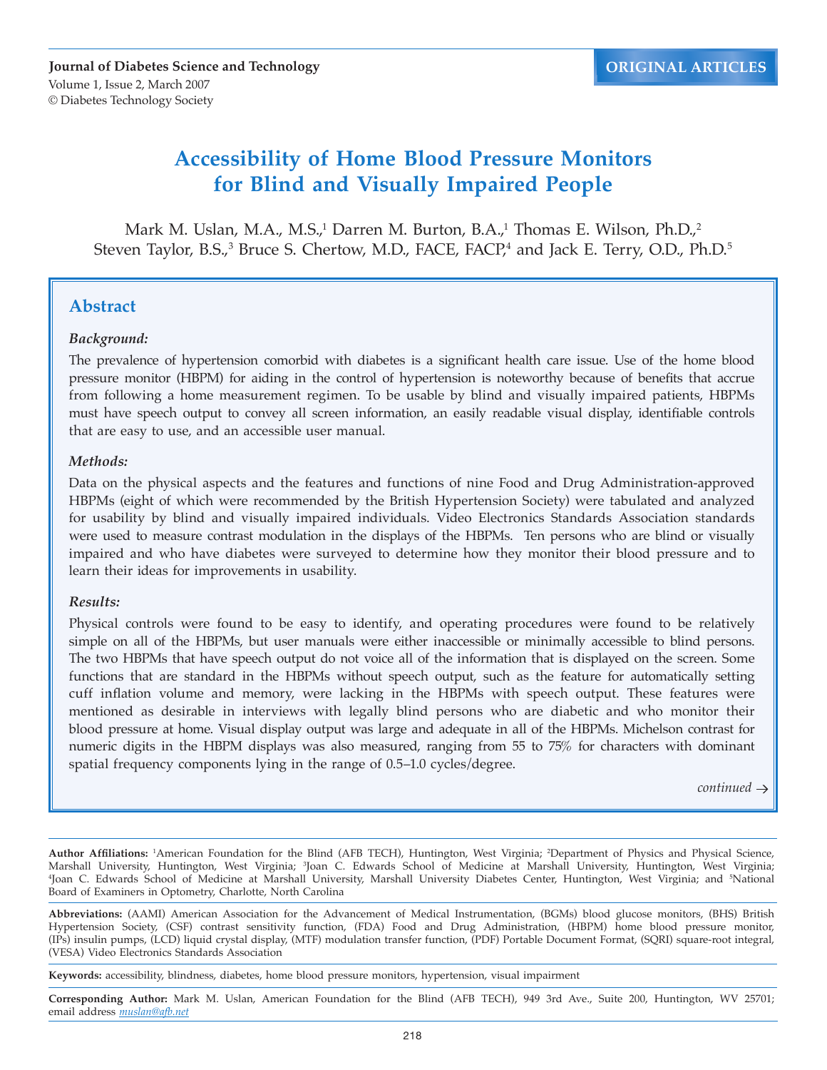**Journal of Diabetes Science and Technology**
Volume 1, Issue 2, March 2007
© Diabetes Technology Society

ORIGINAL ARTICLES

# Accessibility of Home Blood Pressure Monitors for Blind and Visually Impaired People

Mark M. Uslan, M.A., M.S.,[1] Darren M. Burton, B.A.,[1] Thomas E. Wilson, Ph.D.,[2] Steven Taylor, B.S.,[3] Bruce S. Chertow, M.D., FACE, FACP,[4] and Jack E. Terry, O.D., Ph.D.[5]

## Abstract

### *Background:*

The prevalence of hypertension comorbid with diabetes is a significant health care issue. Use of the home blood pressure monitor (HBPM) for aiding in the control of hypertension is noteworthy because of benefits that accrue from following a home measurement regimen. To be usable by blind and visually impaired patients, HBPMs must have speech output to convey all screen information, an easily readable visual display, identifiable controls that are easy to use, and an accessible user manual.

### *Methods:*

Data on the physical aspects and the features and functions of nine Food and Drug Administration-approved HBPMs (eight of which were recommended by the British Hypertension Society) were tabulated and analyzed for usability by blind and visually impaired individuals. Video Electronics Standards Association standards were used to measure contrast modulation in the displays of the HBPMs. Ten persons who are blind or visually impaired and who have diabetes were surveyed to determine how they monitor their blood pressure and to learn their ideas for improvements in usability.

### *Results:*

Physical controls were found to be easy to identify, and operating procedures were found to be relatively simple on all of the HBPMs, but user manuals were either inaccessible or minimally accessible to blind persons. The two HBPMs that have speech output do not voice all of the information that is displayed on the screen. Some functions that are standard in the HBPMs without speech output, such as the feature for automatically setting cuff inflation volume and memory, were lacking in the HBPMs with speech output. These features were mentioned as desirable in interviews with legally blind persons who are diabetic and who monitor their blood pressure at home. Visual display output was large and adequate in all of the HBPMs. Michelson contrast for numeric digits in the HBPM displays was also measured, ranging from 55 to 75% for characters with dominant spatial frequency components lying in the range of 0.5–1.0 cycles/degree.

*continued →*

**Author Affiliations:** [1]American Foundation for the Blind (AFB TECH), Huntington, West Virginia; [2]Department of Physics and Physical Science, Marshall University, Huntington, West Virginia; [3]Joan C. Edwards School of Medicine at Marshall University, Huntington, West Virginia; [4]Joan C. Edwards School of Medicine at Marshall University, Marshall University Diabetes Center, Huntington, West Virginia; and [5]National Board of Examiners in Optometry, Charlotte, North Carolina

**Abbreviations:** (AAMI) American Association for the Advancement of Medical Instrumentation, (BGMs) blood glucose monitors, (BHS) British Hypertension Society, (CSF) contrast sensitivity function, (FDA) Food and Drug Administration, (HBPM) home blood pressure monitor, (IPs) insulin pumps, (LCD) liquid crystal display, (MTF) modulation transfer function, (PDF) Portable Document Format, (SQRI) square-root integral, (VESA) Video Electronics Standards Association

**Keywords:** accessibility, blindness, diabetes, home blood pressure monitors, hypertension, visual impairment

**Corresponding Author:** Mark M. Uslan, American Foundation for the Blind (AFB TECH), 949 3rd Ave., Suite 200, Huntington, WV 25701; email address muslan@afb.net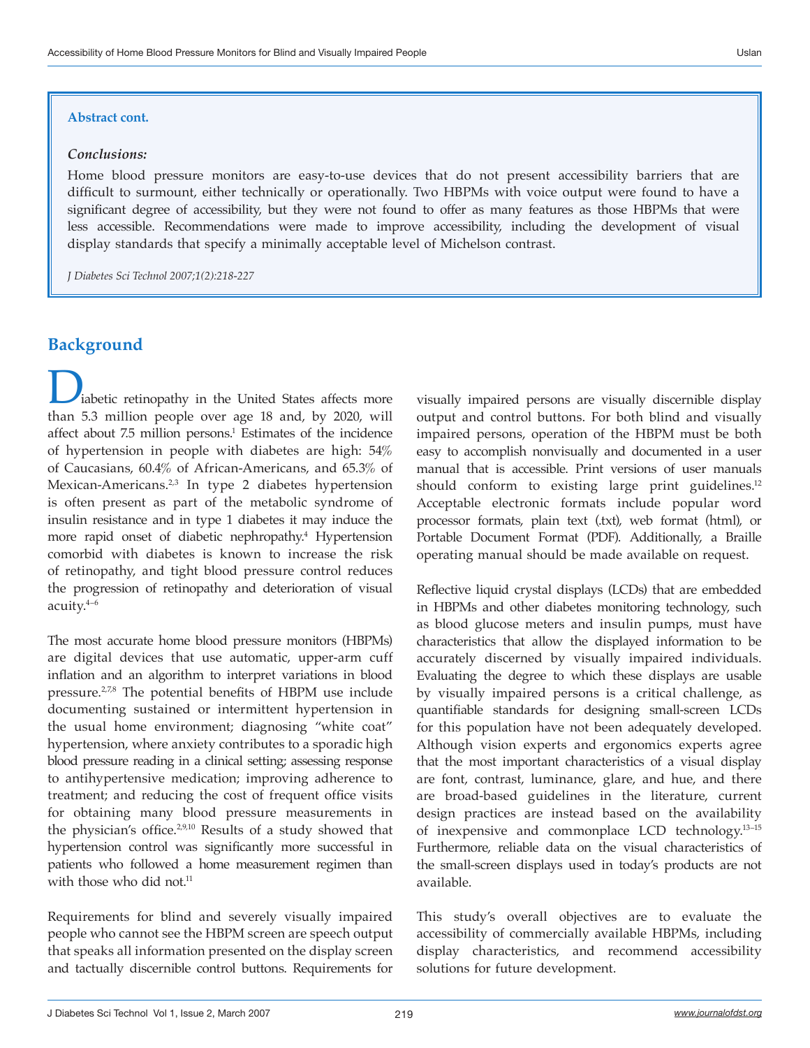**Abstract cont.**

***Conclusions:***

Home blood pressure monitors are easy-to-use devices that do not present accessibility barriers that are difficult to surmount, either technically or operationally. Two HBPMs with voice output were found to have a significant degree of accessibility, but they were not found to offer as many features as those HBPMs that were less accessible. Recommendations were made to improve accessibility, including the development of visual display standards that specify a minimally acceptable level of Michelson contrast.

*J Diabetes Sci Technol 2007;1(2):218-227*

## Background

Diabetic retinopathy in the United States affects more than 5.3 million people over age 18 and, by 2020, will affect about 7.5 million persons.[1] Estimates of the incidence of hypertension in people with diabetes are high: 54% of Caucasians, 60.4% of African-Americans, and 65.3% of Mexican-Americans.[2,3] In type 2 diabetes hypertension is often present as part of the metabolic syndrome of insulin resistance and in type 1 diabetes it may induce the more rapid onset of diabetic nephropathy.[4] Hypertension comorbid with diabetes is known to increase the risk of retinopathy, and tight blood pressure control reduces the progression of retinopathy and deterioration of visual acuity.[4–6]

The most accurate home blood pressure monitors (HBPMs) are digital devices that use automatic, upper-arm cuff inflation and an algorithm to interpret variations in blood pressure.[2,7,8] The potential benefits of HBPM use include documenting sustained or intermittent hypertension in the usual home environment; diagnosing "white coat" hypertension, where anxiety contributes to a sporadic high blood pressure reading in a clinical setting; assessing response to antihypertensive medication; improving adherence to treatment; and reducing the cost of frequent office visits for obtaining many blood pressure measurements in the physician's office.[2,9,10] Results of a study showed that hypertension control was significantly more successful in patients who followed a home measurement regimen than with those who did not.[11]

Requirements for blind and severely visually impaired people who cannot see the HBPM screen are speech output that speaks all information presented on the display screen and tactually discernible control buttons. Requirements for visually impaired persons are visually discernible display output and control buttons. For both blind and visually impaired persons, operation of the HBPM must be both easy to accomplish nonvisually and documented in a user manual that is accessible. Print versions of user manuals should conform to existing large print guidelines.[12] Acceptable electronic formats include popular word processor formats, plain text (.txt), web format (html), or Portable Document Format (PDF). Additionally, a Braille operating manual should be made available on request.

Reflective liquid crystal displays (LCDs) that are embedded in HBPMs and other diabetes monitoring technology, such as blood glucose meters and insulin pumps, must have characteristics that allow the displayed information to be accurately discerned by visually impaired individuals. Evaluating the degree to which these displays are usable by visually impaired persons is a critical challenge, as quantifiable standards for designing small-screen LCDs for this population have not been adequately developed. Although vision experts and ergonomics experts agree that the most important characteristics of a visual display are font, contrast, luminance, glare, and hue, and there are broad-based guidelines in the literature, current design practices are instead based on the availability of inexpensive and commonplace LCD technology.[13–15] Furthermore, reliable data on the visual characteristics of the small-screen displays used in today's products are not available.

This study's overall objectives are to evaluate the accessibility of commercially available HBPMs, including display characteristics, and recommend accessibility solutions for future development.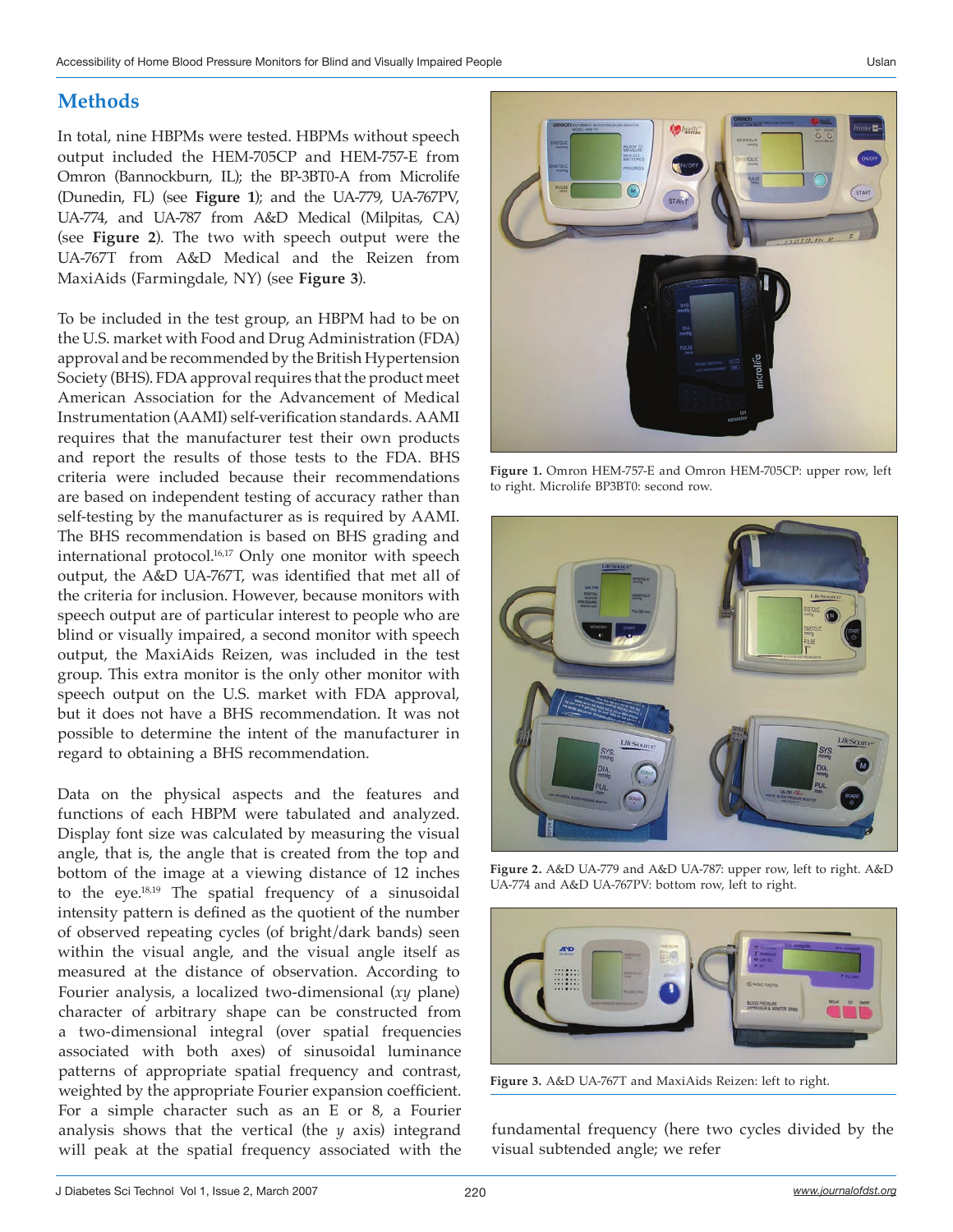## Methods

In total, nine HBPMs were tested. HBPMs without speech output included the HEM-705CP and HEM-757-E from Omron (Bannockburn, IL); the BP-3BT0-A from Microlife (Dunedin, FL) (see **Figure 1**); and the UA-779, UA-767PV, UA-774, and UA-787 from A&D Medical (Milpitas, CA) (see **Figure 2**). The two with speech output were the UA-767T from A&D Medical and the Reizen from MaxiAids (Farmingdale, NY) (see **Figure 3**).

To be included in the test group, an HBPM had to be on the U.S. market with Food and Drug Administration (FDA) approval and be recommended by the British Hypertension Society (BHS). FDA approval requires that the product meet American Association for the Advancement of Medical Instrumentation (AAMI) self-verification standards. AAMI requires that the manufacturer test their own products and report the results of those tests to the FDA. BHS criteria were included because their recommendations are based on independent testing of accuracy rather than self-testing by the manufacturer as is required by AAMI. The BHS recommendation is based on BHS grading and international protocol.[16,17] Only one monitor with speech output, the A&D UA-767T, was identified that met all of the criteria for inclusion. However, because monitors with speech output are of particular interest to people who are blind or visually impaired, a second monitor with speech output, the MaxiAids Reizen, was included in the test group. This extra monitor is the only other monitor with speech output on the U.S. market with FDA approval, but it does not have a BHS recommendation. It was not possible to determine the intent of the manufacturer in regard to obtaining a BHS recommendation.

Data on the physical aspects and the features and functions of each HBPM were tabulated and analyzed. Display font size was calculated by measuring the visual angle, that is, the angle that is created from the top and bottom of the image at a viewing distance of 12 inches to the eye.[18,19] The spatial frequency of a sinusoidal intensity pattern is defined as the quotient of the number of observed repeating cycles (of bright/dark bands) seen within the visual angle, and the visual angle itself as measured at the distance of observation. According to Fourier analysis, a localized two-dimensional ($xy$ plane) character of arbitrary shape can be constructed from a two-dimensional integral (over spatial frequencies associated with both axes) of sinusoidal luminance patterns of appropriate spatial frequency and contrast, weighted by the appropriate Fourier expansion coefficient. For a simple character such as an E or 8, a Fourier analysis shows that the vertical (the $y$ axis) integrand will peak at the spatial frequency associated with the fundamental frequency (here two cycles divided by the visual subtended angle; we refer

**Figure 1.** Omron HEM-757-E and Omron HEM-705CP: upper row, left to right. Microlife BP3BT0: second row.

**Figure 2.** A&D UA-779 and A&D UA-787: upper row, left to right. A&D UA-774 and A&D UA-767PV: bottom row, left to right.

**Figure 3.** A&D UA-767T and MaxiAids Reizen: left to right.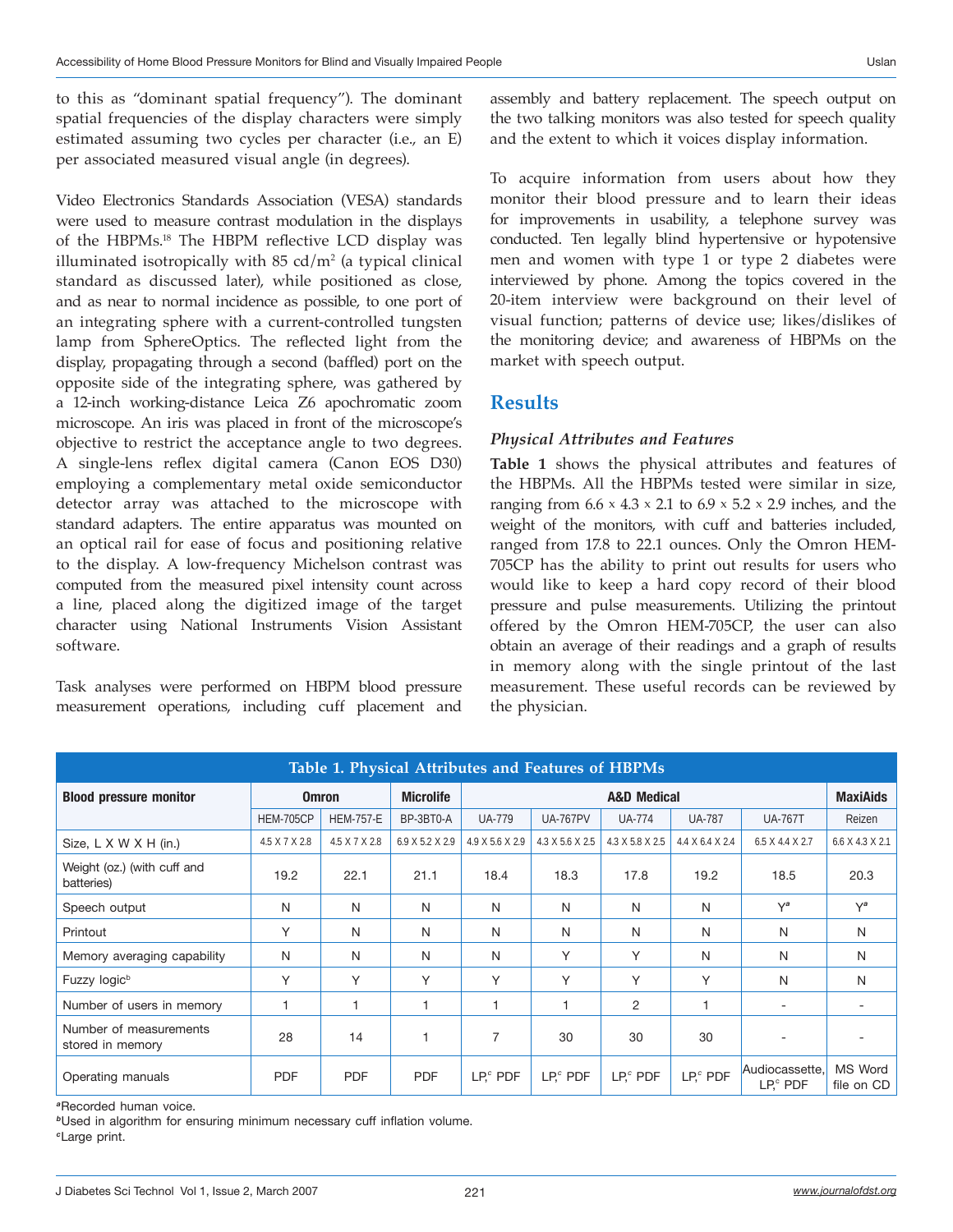to this as "dominant spatial frequency"). The dominant spatial frequencies of the display characters were simply estimated assuming two cycles per character (i.e., an E) per associated measured visual angle (in degrees).

Video Electronics Standards Association (VESA) standards were used to measure contrast modulation in the displays of the HBPMs.[18] The HBPM reflective LCD display was illuminated isotropically with 85 cd/m$^2$ (a typical clinical standard as discussed later), while positioned as close, and as near to normal incidence as possible, to one port of an integrating sphere with a current-controlled tungsten lamp from SphereOptics. The reflected light from the display, propagating through a second (baffled) port on the opposite side of the integrating sphere, was gathered by a 12-inch working-distance Leica Z6 apochromatic zoom microscope. An iris was placed in front of the microscope's objective to restrict the acceptance angle to two degrees. A single-lens reflex digital camera (Canon EOS D30) employing a complementary metal oxide semiconductor detector array was attached to the microscope with standard adapters. The entire apparatus was mounted on an optical rail for ease of focus and positioning relative to the display. A low-frequency Michelson contrast was computed from the measured pixel intensity count across a line, placed along the digitized image of the target character using National Instruments Vision Assistant software.

Task analyses were performed on HBPM blood pressure measurement operations, including cuff placement and assembly and battery replacement. The speech output on the two talking monitors was also tested for speech quality and the extent to which it voices display information.

To acquire information from users about how they monitor their blood pressure and to learn their ideas for improvements in usability, a telephone survey was conducted. Ten legally blind hypertensive or hypotensive men and women with type 1 or type 2 diabetes were interviewed by phone. Among the topics covered in the 20-item interview were background on their level of visual function; patterns of device use; likes/dislikes of the monitoring device; and awareness of HBPMs on the market with speech output.

## Results

### *Physical Attributes and Features*

**Table 1** shows the physical attributes and features of the HBPMs. All the HBPMs tested were similar in size, ranging from 6.6 × 4.3 × 2.1 to 6.9 × 5.2 × 2.9 inches, and the weight of the monitors, with cuff and batteries included, ranged from 17.8 to 22.1 ounces. Only the Omron HEM-705CP has the ability to print out results for users who would like to keep a hard copy record of their blood pressure and pulse measurements. Utilizing the printout offered by the Omron HEM-705CP, the user can also obtain an average of their readings and a graph of results in memory along with the single printout of the last measurement. These useful records can be reviewed by the physician.

**Table 1. Physical Attributes and Features of HBPMs**

| Blood pressure monitor | Omron | | Microlife | A&D Medical | | | | | MaxiAids |
|---|---|---|---|---|---|---|---|---|---|
| | HEM-705CP | HEM-757-E | BP-3BT0-A | UA-779 | UA-767PV | UA-774 | UA-787 | UA-767T | Reizen |
| Size, L X W X H (in.) | 4.5 X 7 X 2.8 | 4.5 X 7 X 2.8 | 6.9 X 5.2 X 2.9 | 4.9 X 5.6 X 2.9 | 4.3 X 5.6 X 2.5 | 4.3 X 5.8 X 2.5 | 4.4 X 6.4 X 2.4 | 6.5 X 4.4 X 2.7 | 6.6 X 4.3 X 2.1 |
| Weight (oz.) (with cuff and batteries) | 19.2 | 22.1 | 21.1 | 18.4 | 18.3 | 17.8 | 19.2 | 18.5 | 20.3 |
| Speech output | N | N | N | N | N | N | N | Y[a] | Y[a] |
| Printout | Y | N | N | N | N | N | N | N | N |
| Memory averaging capability | N | N | N | N | Y | Y | N | N | N |
| Fuzzy logic[b] | Y | Y | Y | Y | Y | Y | Y | N | N |
| Number of users in memory | 1 | 1 | 1 | 1 | 1 | 2 | 1 | - | - |
| Number of measurements stored in memory | 28 | 14 | 1 | 7 | 30 | 30 | 30 | - | - |
| Operating manuals | PDF | PDF | PDF | LP,[c] PDF | LP,[c] PDF | LP,[c] PDF | LP,[c] PDF | Audiocassette, LP,[c] PDF | MS Word file on CD |

[a]Recorded human voice.
[b]Used in algorithm for ensuring minimum necessary cuff inflation volume.
[c]Large print.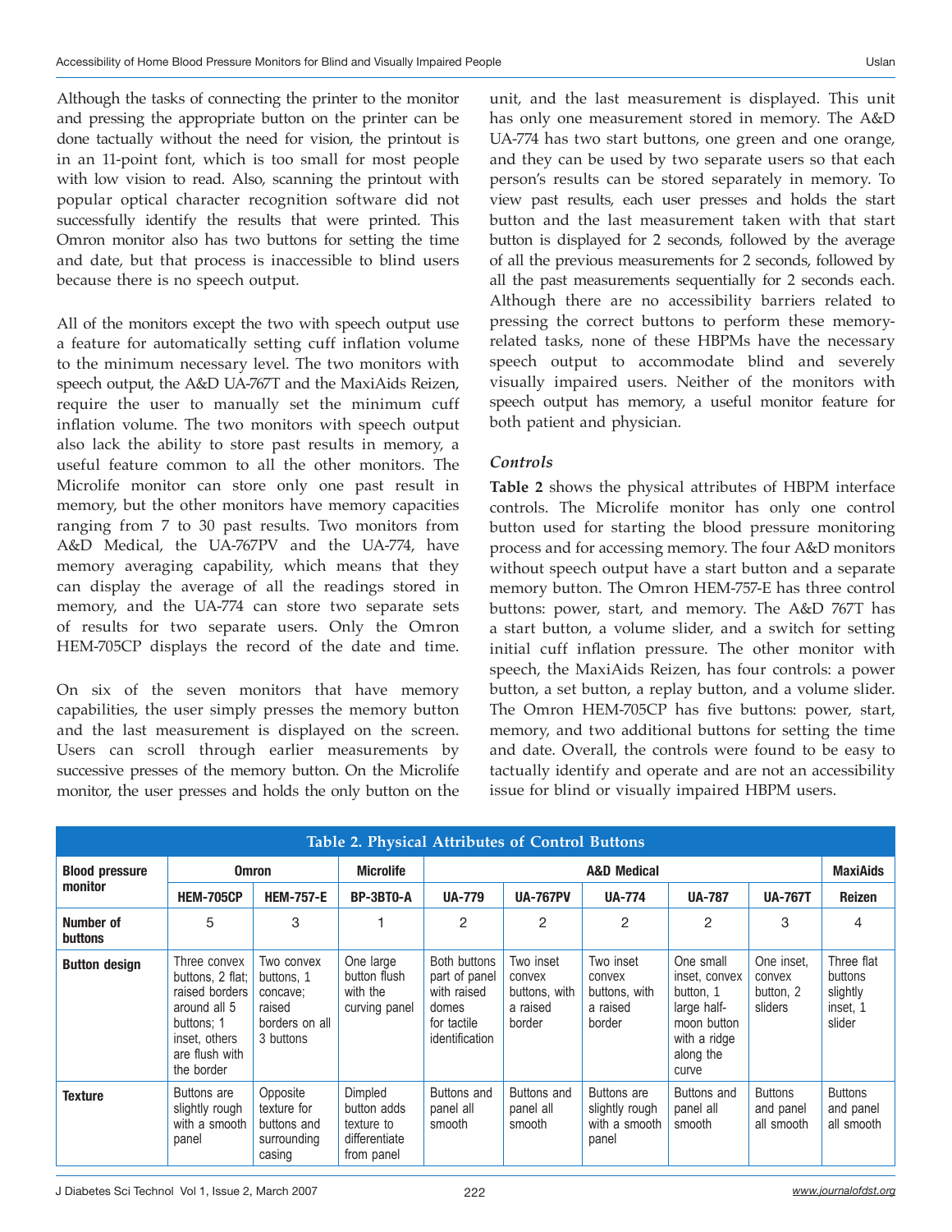Although the tasks of connecting the printer to the monitor and pressing the appropriate button on the printer can be done tactually without the need for vision, the printout is in an 11-point font, which is too small for most people with low vision to read. Also, scanning the printout with popular optical character recognition software did not successfully identify the results that were printed. This Omron monitor also has two buttons for setting the time and date, but that process is inaccessible to blind users because there is no speech output.

All of the monitors except the two with speech output use a feature for automatically setting cuff inflation volume to the minimum necessary level. The two monitors with speech output, the A&D UA-767T and the MaxiAids Reizen, require the user to manually set the minimum cuff inflation volume. The two monitors with speech output also lack the ability to store past results in memory, a useful feature common to all the other monitors. The Microlife monitor can store only one past result in memory, but the other monitors have memory capacities ranging from 7 to 30 past results. Two monitors from A&D Medical, the UA-767PV and the UA-774, have memory averaging capability, which means that they can display the average of all the readings stored in memory, and the UA-774 can store two separate sets of results for two separate users. Only the Omron HEM-705CP displays the record of the date and time.

On six of the seven monitors that have memory capabilities, the user simply presses the memory button and the last measurement is displayed on the screen. Users can scroll through earlier measurements by successive presses of the memory button. On the Microlife monitor, the user presses and holds the only button on the unit, and the last measurement is displayed. This unit has only one measurement stored in memory. The A&D UA-774 has two start buttons, one green and one orange, and they can be used by two separate users so that each person's results can be stored separately in memory. To view past results, each user presses and holds the start button and the last measurement taken with that start button is displayed for 2 seconds, followed by the average of all the previous measurements for 2 seconds, followed by all the past measurements sequentially for 2 seconds each. Although there are no accessibility barriers related to pressing the correct buttons to perform these memory-related tasks, none of these HBPMs have the necessary speech output to accommodate blind and severely visually impaired users. Neither of the monitors with speech output has memory, a useful monitor feature for both patient and physician.

### *Controls*

**Table 2** shows the physical attributes of HBPM interface controls. The Microlife monitor has only one control button used for starting the blood pressure monitoring process and for accessing memory. The four A&D monitors without speech output have a start button and a separate memory button. The Omron HEM-757-E has three control buttons: power, start, and memory. The A&D 767T has a start button, a volume slider, and a switch for setting initial cuff inflation pressure. The other monitor with speech, the MaxiAids Reizen, has four controls: a power button, a set button, a replay button, and a volume slider. The Omron HEM-705CP has five buttons: power, start, memory, and two additional buttons for setting the time and date. Overall, the controls were found to be easy to tactually identify and operate and are not an accessibility issue for blind or visually impaired HBPM users.

**Table 2. Physical Attributes of Control Buttons**

| Blood pressure monitor | Omron | | Microlife | A&D Medical | | | | | MaxiAids |
|---|---|---|---|---|---|---|---|---|---|
| | HEM-705CP | HEM-757-E | BP-3BT0-A | UA-779 | UA-767PV | UA-774 | UA-787 | UA-767T | Reizen |
| Number of buttons | 5 | 3 | 1 | 2 | 2 | 2 | 2 | 3 | 4 |
| Button design | Three convex buttons, 2 flat; raised borders around all 5 buttons; 1 inset, others are flush with the border | Two convex buttons, 1 concave; raised borders on all 3 buttons | One large button flush with the curving panel | Both buttons part of panel with raised domes for tactile identification | Two inset convex buttons, with a raised border | Two inset convex buttons, with a raised border | One small inset, convex button, 1 large half-moon button with a ridge along the curve | One inset, convex button, 2 sliders | Three flat buttons slightly inset, 1 slider |
| Texture | Buttons are slightly rough with a smooth panel | Opposite texture for buttons and surrounding casing | Dimpled button adds texture to differentiate from panel | Buttons and panel all smooth | Buttons and panel all smooth | Buttons are slightly rough with a smooth panel | Buttons and panel all smooth | Buttons and panel all smooth | Buttons and panel all smooth |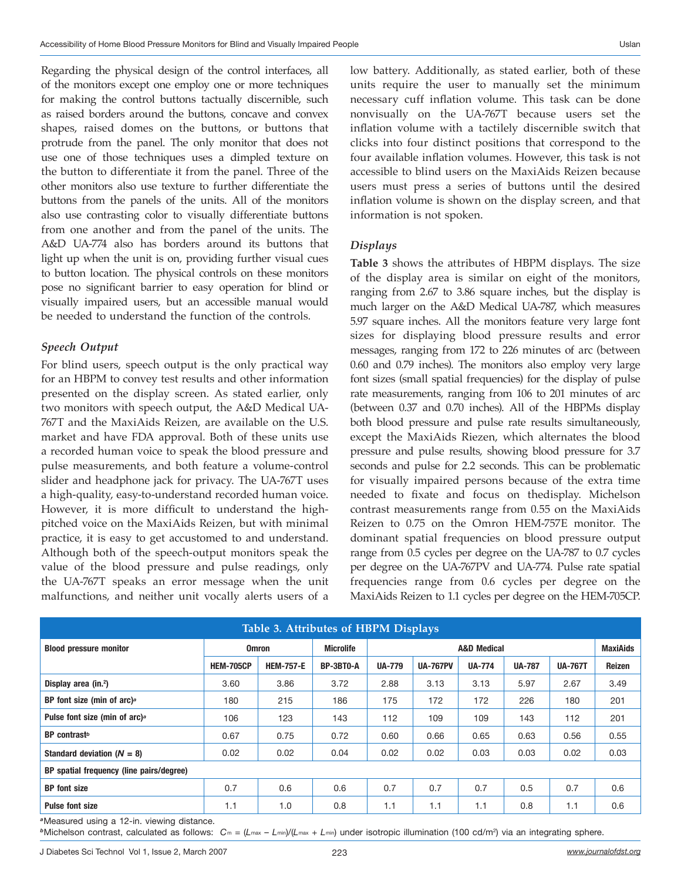Regarding the physical design of the control interfaces, all of the monitors except one employ one or more techniques for making the control buttons tactually discernible, such as raised borders around the buttons, concave and convex shapes, raised domes on the buttons, or buttons that protrude from the panel. The only monitor that does not use one of those techniques uses a dimpled texture on the button to differentiate it from the panel. Three of the other monitors also use texture to further differentiate the buttons from the panels of the units. All of the monitors also use contrasting color to visually differentiate buttons from one another and from the panel of the units. The A&D UA-774 also has borders around its buttons that light up when the unit is on, providing further visual cues to button location. The physical controls on these monitors pose no significant barrier to easy operation for blind or visually impaired users, but an accessible manual would be needed to understand the function of the controls.

### *Speech Output*

For blind users, speech output is the only practical way for an HBPM to convey test results and other information presented on the display screen. As stated earlier, only two monitors with speech output, the A&D Medical UA-767T and the MaxiAids Reizen, are available on the U.S. market and have FDA approval. Both of these units use a recorded human voice to speak the blood pressure and pulse measurements, and both feature a volume-control slider and headphone jack for privacy. The UA-767T uses a high-quality, easy-to-understand recorded human voice. However, it is more difficult to understand the high-pitched voice on the MaxiAids Reizen, but with minimal practice, it is easy to get accustomed to and understand. Although both of the speech-output monitors speak the value of the blood pressure and pulse readings, only the UA-767T speaks an error message when the unit malfunctions, and neither unit vocally alerts users of a low battery. Additionally, as stated earlier, both of these units require the user to manually set the minimum necessary cuff inflation volume. This task can be done nonvisually on the UA-767T because users set the inflation volume with a tactilely discernible switch that clicks into four distinct positions that correspond to the four available inflation volumes. However, this task is not accessible to blind users on the MaxiAids Reizen because users must press a series of buttons until the desired inflation volume is shown on the display screen, and that information is not spoken.

### *Displays*

**Table 3** shows the attributes of HBPM displays. The size of the display area is similar on eight of the monitors, ranging from 2.67 to 3.86 square inches, but the display is much larger on the A&D Medical UA-787, which measures 5.97 square inches. All the monitors feature very large font sizes for displaying blood pressure results and error messages, ranging from 172 to 226 minutes of arc (between 0.60 and 0.79 inches). The monitors also employ very large font sizes (small spatial frequencies) for the display of pulse rate measurements, ranging from 106 to 201 minutes of arc (between 0.37 and 0.70 inches). All of the HBPMs display both blood pressure and pulse rate results simultaneously, except the MaxiAids Riezen, which alternates the blood pressure and pulse results, showing blood pressure for 3.7 seconds and pulse for 2.2 seconds. This can be problematic for visually impaired persons because of the extra time needed to fixate and focus on thedisplay. Michelson contrast measurements range from 0.55 on the MaxiAids Reizen to 0.75 on the Omron HEM-757E monitor. The dominant spatial frequencies on blood pressure output range from 0.5 cycles per degree on the UA-787 to 0.7 cycles per degree on the UA-767PV and UA-774. Pulse rate spatial frequencies range from 0.6 cycles per degree on the MaxiAids Reizen to 1.1 cycles per degree on the HEM-705CP.

**Table 3. Attributes of HBPM Displays**

| Blood pressure monitor | Omron | | Microlife | A&D Medical | | | | | MaxiAids |
|---|---|---|---|---|---|---|---|---|---|
| | HEM-705CP | HEM-757-E | BP-3BT0-A | UA-779 | UA-767PV | UA-774 | UA-787 | UA-767T | Reizen |
| Display area (in.$^2$) | 3.60 | 3.86 | 3.72 | 2.88 | 3.13 | 3.13 | 5.97 | 2.67 | 3.49 |
| BP font size (min of arc)[a] | 180 | 215 | 186 | 175 | 172 | 172 | 226 | 180 | 201 |
| Pulse font size (min of arc)[a] | 106 | 123 | 143 | 112 | 109 | 109 | 143 | 112 | 201 |
| BP contrast[b] | 0.67 | 0.75 | 0.72 | 0.60 | 0.66 | 0.65 | 0.63 | 0.56 | 0.55 |
| Standard deviation ($N$ = 8) | 0.02 | 0.02 | 0.04 | 0.02 | 0.02 | 0.03 | 0.03 | 0.02 | 0.03 |
| BP spatial frequency (line pairs/degree) | | | | | | | | | |
| BP font size | 0.7 | 0.6 | 0.6 | 0.7 | 0.7 | 0.7 | 0.5 | 0.7 | 0.6 |
| Pulse font size | 1.1 | 1.0 | 0.8 | 1.1 | 1.1 | 1.1 | 0.8 | 1.1 | 0.6 |

[a] Measured using a 12-in. viewing distance.

[b] Michelson contrast, calculated as follows: $C_m = (L_{max} - L_{min})/(L_{max} + L_{min})$ under isotropic illumination (100 cd/m$^2$) via an integrating sphere.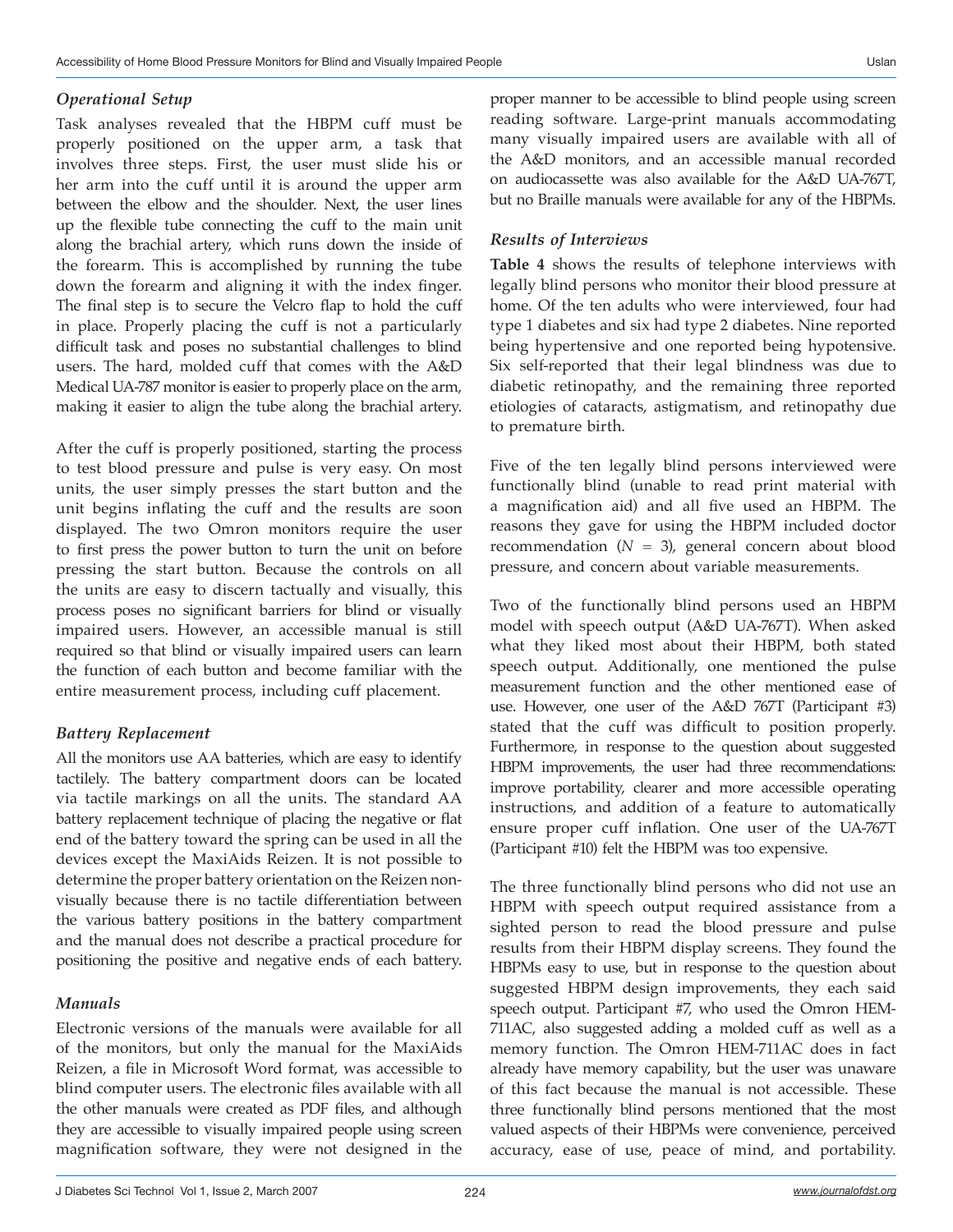### *Operational Setup*

Task analyses revealed that the HBPM cuff must be properly positioned on the upper arm, a task that involves three steps. First, the user must slide his or her arm into the cuff until it is around the upper arm between the elbow and the shoulder. Next, the user lines up the flexible tube connecting the cuff to the main unit along the brachial artery, which runs down the inside of the forearm. This is accomplished by running the tube down the forearm and aligning it with the index finger. The final step is to secure the Velcro flap to hold the cuff in place. Properly placing the cuff is not a particularly difficult task and poses no substantial challenges to blind users. The hard, molded cuff that comes with the A&D Medical UA-787 monitor is easier to properly place on the arm, making it easier to align the tube along the brachial artery.

After the cuff is properly positioned, starting the process to test blood pressure and pulse is very easy. On most units, the user simply presses the start button and the unit begins inflating the cuff and the results are soon displayed. The two Omron monitors require the user to first press the power button to turn the unit on before pressing the start button. Because the controls on all the units are easy to discern tactually and visually, this process poses no significant barriers for blind or visually impaired users. However, an accessible manual is still required so that blind or visually impaired users can learn the function of each button and become familiar with the entire measurement process, including cuff placement.

### *Battery Replacement*

All the monitors use AA batteries, which are easy to identify tactilely. The battery compartment doors can be located via tactile markings on all the units. The standard AA battery replacement technique of placing the negative or flat end of the battery toward the spring can be used in all the devices except the MaxiAids Reizen. It is not possible to determine the proper battery orientation on the Reizen non-visually because there is no tactile differentiation between the various battery positions in the battery compartment and the manual does not describe a practical procedure for positioning the positive and negative ends of each battery.

### *Manuals*

Electronic versions of the manuals were available for all of the monitors, but only the manual for the MaxiAids Reizen, a file in Microsoft Word format, was accessible to blind computer users. The electronic files available with all the other manuals were created as PDF files, and although they are accessible to visually impaired people using screen magnification software, they were not designed in the proper manner to be accessible to blind people using screen reading software. Large-print manuals accommodating many visually impaired users are available with all of the A&D monitors, and an accessible manual recorded on audiocassette was also available for the A&D UA-767T, but no Braille manuals were available for any of the HBPMs.

### *Results of Interviews*

**Table 4** shows the results of telephone interviews with legally blind persons who monitor their blood pressure at home. Of the ten adults who were interviewed, four had type 1 diabetes and six had type 2 diabetes. Nine reported being hypertensive and one reported being hypotensive. Six self-reported that their legal blindness was due to diabetic retinopathy, and the remaining three reported etiologies of cataracts, astigmatism, and retinopathy due to premature birth.

Five of the ten legally blind persons interviewed were functionally blind (unable to read print material with a magnification aid) and all five used an HBPM. The reasons they gave for using the HBPM included doctor recommendation ($N$ = 3), general concern about blood pressure, and concern about variable measurements.

Two of the functionally blind persons used an HBPM model with speech output (A&D UA-767T). When asked what they liked most about their HBPM, both stated speech output. Additionally, one mentioned the pulse measurement function and the other mentioned ease of use. However, one user of the A&D 767T (Participant #3) stated that the cuff was difficult to position properly. Furthermore, in response to the question about suggested HBPM improvements, the user had three recommendations: improve portability, clearer and more accessible operating instructions, and addition of a feature to automatically ensure proper cuff inflation. One user of the UA-767T (Participant #10) felt the HBPM was too expensive.

The three functionally blind persons who did not use an HBPM with speech output required assistance from a sighted person to read the blood pressure and pulse results from their HBPM display screens. They found the HBPMs easy to use, but in response to the question about suggested HBPM design improvements, they each said speech output. Participant #7, who used the Omron HEM-711AC, also suggested adding a molded cuff as well as a memory function. The Omron HEM-711AC does in fact already have memory capability, but the user was unaware of this fact because the manual is not accessible. These three functionally blind persons mentioned that the most valued aspects of their HBPMs were convenience, perceived accuracy, ease of use, peace of mind, and portability.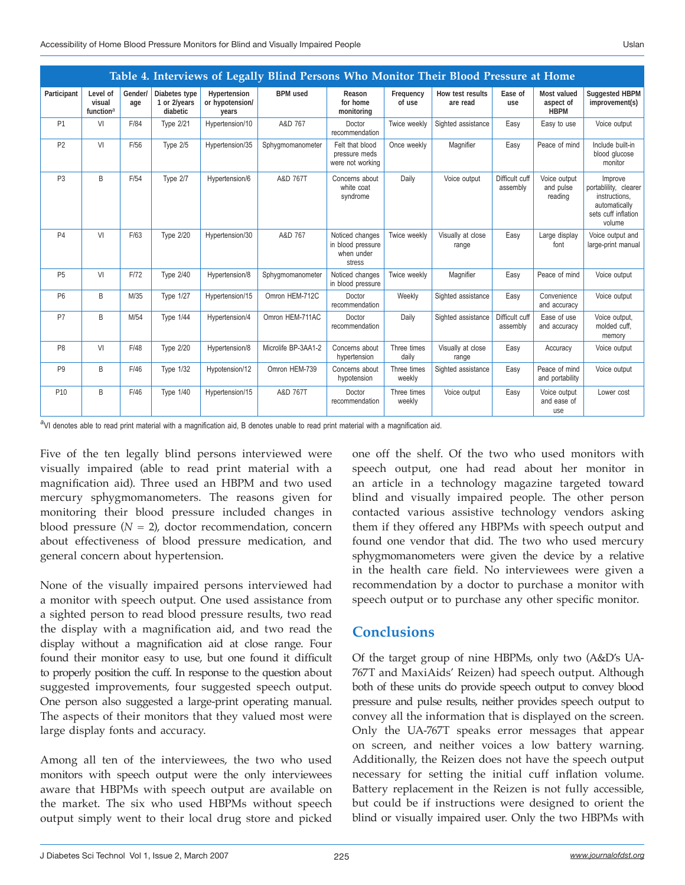**Table 4. Interviews of Legally Blind Persons Who Monitor Their Blood Pressure at Home**

| Participant | Level of visual function[a] | Gender/ age | Diabetes type 1 or 2/years diabetic | Hypertension or hypotension/ years | BPM used | Reason for home monitoring | Frequency of use | How test results are read | Ease of use | Most valued aspect of HBPM | Suggested HBPM improvement(s) |
|---|---|---|---|---|---|---|---|---|---|---|---|
| P1 | VI | F/84 | Type 2/21 | Hypertension/10 | A&D 767 | Doctor recommendation | Twice weekly | Sighted assistance | Easy | Easy to use | Voice output |
| P2 | VI | F/56 | Type 2/5 | Hypertension/35 | Sphygmomanometer | Felt that blood pressure meds were not working | Once weekly | Magnifier | Easy | Peace of mind | Include built-in blood glucose monitor |
| P3 | B | F/54 | Type 2/7 | Hypertension/6 | A&D 767T | Concerns about white coat syndrome | Daily | Voice output | Difficult cuff assembly | Voice output and pulse reading | Improve portablility, clearer instructions, automatically sets cuff inflation volume |
| P4 | VI | F/63 | Type 2/20 | Hypertension/30 | A&D 767 | Noticed changes in blood pressure when under stress | Twice weekly | Visually at close range | Easy | Large display font | Voice output and large-print manual |
| P5 | VI | F/72 | Type 2/40 | Hypertension/8 | Sphygmomanometer | Noticed changes in blood pressure | Twice weekly | Magnifier | Easy | Peace of mind | Voice output |
| P6 | B | M/35 | Type 1/27 | Hypertension/15 | Omron HEM-712C | Doctor recommendation | Weekly | Sighted assistance | Easy | Convenience and accuracy | Voice output |
| P7 | B | M/54 | Type 1/44 | Hypertension/4 | Omron HEM-711AC | Doctor recommendation | Daily | Sighted assistance | Difficult cuff assembly | Ease of use and accuracy | Voice output, molded cuff, memory |
| P8 | VI | F/48 | Type 2/20 | Hypertension/8 | Microlife BP-3AA1-2 | Concerns about hypertension | Three times daily | Visually at close range | Easy | Accuracy | Voice output |
| P9 | B | F/46 | Type 1/32 | Hypotension/12 | Omron HEM-739 | Concerns about hypotension | Three times weekly | Sighted assistance | Easy | Peace of mind and portability | Voice output |
| P10 | B | F/46 | Type 1/40 | Hypertension/15 | A&D 767T | Doctor recommendation | Three times weekly | Voice output | Easy | Voice output and ease of use | Lower cost |

[a]VI denotes able to read print material with a magnification aid, B denotes unable to read print material with a magnification aid.

Five of the ten legally blind persons interviewed were visually impaired (able to read print material with a magnification aid). Three used an HBPM and two used mercury sphygmomanometers. The reasons given for monitoring their blood pressure included changes in blood pressure ($N = 2$), doctor recommendation, concern about effectiveness of blood pressure medication, and general concern about hypertension.

None of the visually impaired persons interviewed had a monitor with speech output. One used assistance from a sighted person to read blood pressure results, two read the display with a magnification aid, and two read the display without a magnification aid at close range. Four found their monitor easy to use, but one found it difficult to properly position the cuff. In response to the question about suggested improvements, four suggested speech output. One person also suggested a large-print operating manual. The aspects of their monitors that they valued most were large display fonts and accuracy.

Among all ten of the interviewees, the two who used monitors with speech output were the only interviewees aware that HBPMs with speech output are available on the market. The six who used HBPMs without speech output simply went to their local drug store and picked one off the shelf. Of the two who used monitors with speech output, one had read about her monitor in an article in a technology magazine targeted toward blind and visually impaired people. The other person contacted various assistive technology vendors asking them if they offered any HBPMs with speech output and found one vendor that did. The two who used mercury sphygmomanometers were given the device by a relative in the health care field. No interviewees were given a recommendation by a doctor to purchase a monitor with speech output or to purchase any other specific monitor.

## Conclusions

Of the target group of nine HBPMs, only two (A&D's UA-767T and MaxiAids' Reizen) had speech output. Although both of these units do provide speech output to convey blood pressure and pulse results, neither provides speech output to convey all the information that is displayed on the screen. Only the UA-767T speaks error messages that appear on screen, and neither voices a low battery warning. Additionally, the Reizen does not have the speech output necessary for setting the initial cuff inflation volume. Battery replacement in the Reizen is not fully accessible, but could be if instructions were designed to orient the blind or visually impaired user. Only the two HBPMs with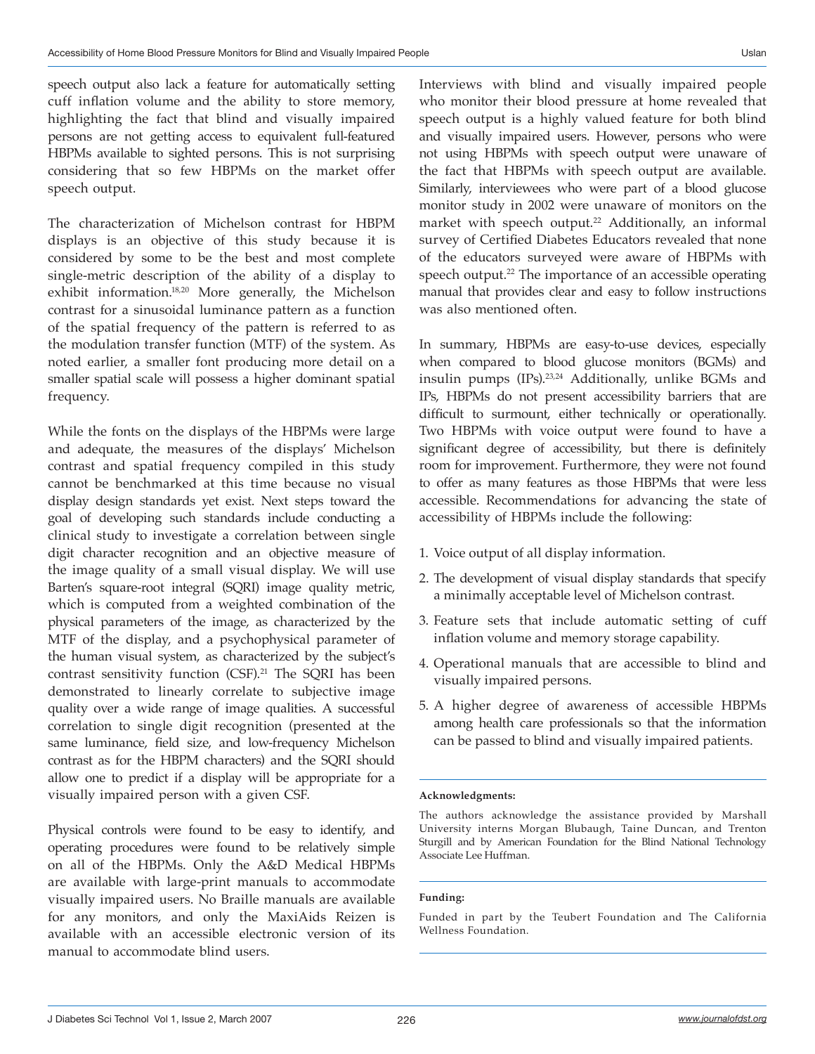speech output also lack a feature for automatically setting cuff inflation volume and the ability to store memory, highlighting the fact that blind and visually impaired persons are not getting access to equivalent full-featured HBPMs available to sighted persons. This is not surprising considering that so few HBPMs on the market offer speech output.

The characterization of Michelson contrast for HBPM displays is an objective of this study because it is considered by some to be the best and most complete single-metric description of the ability of a display to exhibit information.[18,20] More generally, the Michelson contrast for a sinusoidal luminance pattern as a function of the spatial frequency of the pattern is referred to as the modulation transfer function (MTF) of the system. As noted earlier, a smaller font producing more detail on a smaller spatial scale will possess a higher dominant spatial frequency.

While the fonts on the displays of the HBPMs were large and adequate, the measures of the displays' Michelson contrast and spatial frequency compiled in this study cannot be benchmarked at this time because no visual display design standards yet exist. Next steps toward the goal of developing such standards include conducting a clinical study to investigate a correlation between single digit character recognition and an objective measure of the image quality of a small visual display. We will use Barten's square-root integral (SQRI) image quality metric, which is computed from a weighted combination of the physical parameters of the image, as characterized by the MTF of the display, and a psychophysical parameter of the human visual system, as characterized by the subject's contrast sensitivity function (CSF).[21] The SQRI has been demonstrated to linearly correlate to subjective image quality over a wide range of image qualities. A successful correlation to single digit recognition (presented at the same luminance, field size, and low-frequency Michelson contrast as for the HBPM characters) and the SQRI should allow one to predict if a display will be appropriate for a visually impaired person with a given CSF.

Physical controls were found to be easy to identify, and operating procedures were found to be relatively simple on all of the HBPMs. Only the A&D Medical HBPMs are available with large-print manuals to accommodate visually impaired users. No Braille manuals are available for any monitors, and only the MaxiAids Reizen is available with an accessible electronic version of its manual to accommodate blind users.

Interviews with blind and visually impaired people who monitor their blood pressure at home revealed that speech output is a highly valued feature for both blind and visually impaired users. However, persons who were not using HBPMs with speech output were unaware of the fact that HBPMs with speech output are available. Similarly, interviewees who were part of a blood glucose monitor study in 2002 were unaware of monitors on the market with speech output.[22] Additionally, an informal survey of Certified Diabetes Educators revealed that none of the educators surveyed were aware of HBPMs with speech output.[22] The importance of an accessible operating manual that provides clear and easy to follow instructions was also mentioned often.

In summary, HBPMs are easy-to-use devices, especially when compared to blood glucose monitors (BGMs) and insulin pumps (IPs).[23,24] Additionally, unlike BGMs and IPs, HBPMs do not present accessibility barriers that are difficult to surmount, either technically or operationally. Two HBPMs with voice output were found to have a significant degree of accessibility, but there is definitely room for improvement. Furthermore, they were not found to offer as many features as those HBPMs that were less accessible. Recommendations for advancing the state of accessibility of HBPMs include the following:

1. Voice output of all display information.
2. The development of visual display standards that specify a minimally acceptable level of Michelson contrast.
3. Feature sets that include automatic setting of cuff inflation volume and memory storage capability.
4. Operational manuals that are accessible to blind and visually impaired persons.
5. A higher degree of awareness of accessible HBPMs among health care professionals so that the information can be passed to blind and visually impaired patients.

**Acknowledgments:**

The authors acknowledge the assistance provided by Marshall University interns Morgan Blubaugh, Taine Duncan, and Trenton Sturgill and by American Foundation for the Blind National Technology Associate Lee Huffman.

**Funding:**

Funded in part by the Teubert Foundation and The California Wellness Foundation.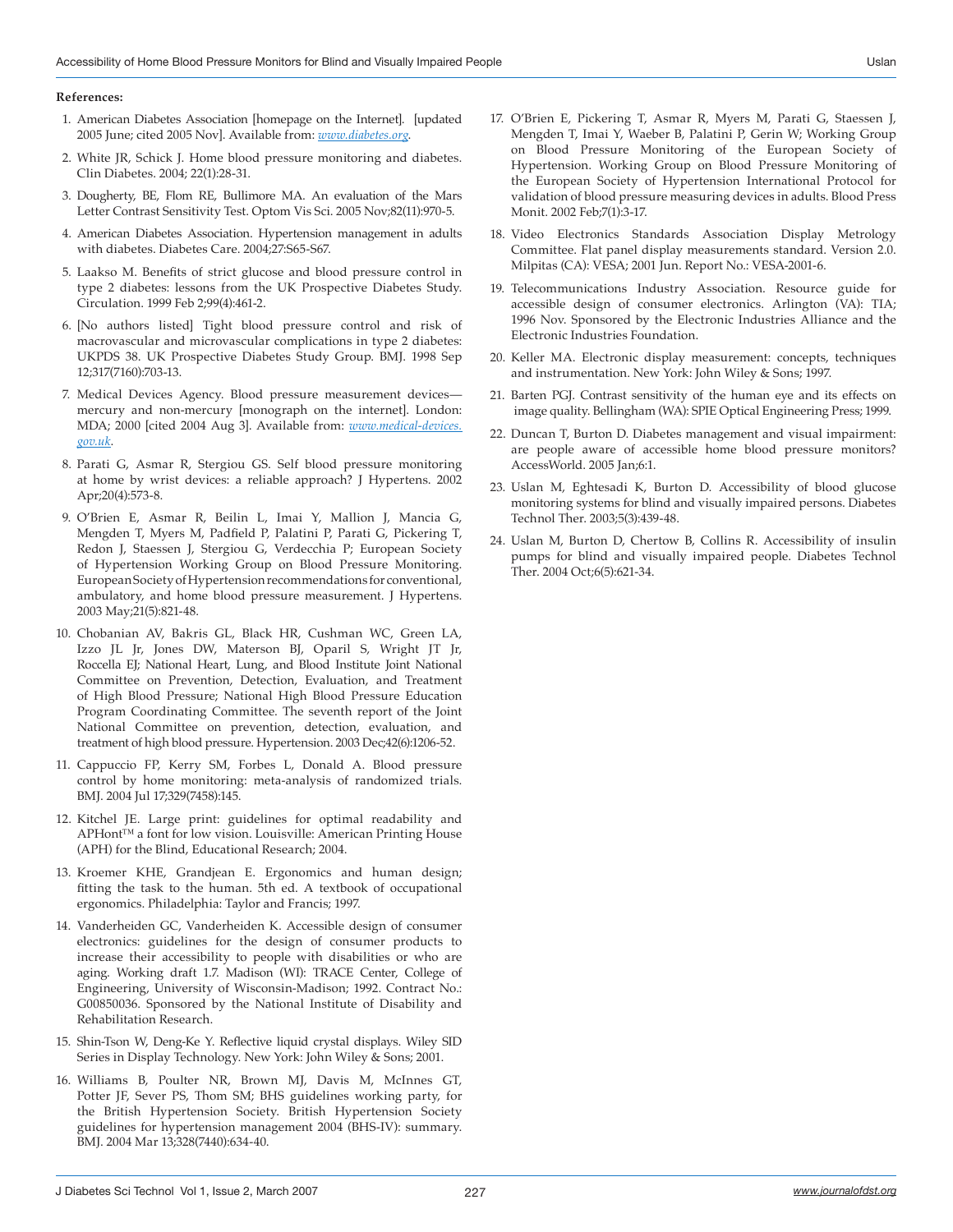**References:**

1. American Diabetes Association [homepage on the Internet]. [updated 2005 June; cited 2005 Nov]. Available from: *www.diabetes.org*.
2. White JR, Schick J. Home blood pressure monitoring and diabetes. Clin Diabetes. 2004; 22(1):28-31.
3. Dougherty, BE, Flom RE, Bullimore MA. An evaluation of the Mars Letter Contrast Sensitivity Test. Optom Vis Sci. 2005 Nov;82(11):970-5.
4. American Diabetes Association. Hypertension management in adults with diabetes. Diabetes Care. 2004;27:S65-S67.
5. Laakso M. Benefits of strict glucose and blood pressure control in type 2 diabetes: lessons from the UK Prospective Diabetes Study. Circulation. 1999 Feb 2;99(4):461-2.
6. [No authors listed] Tight blood pressure control and risk of macrovascular and microvascular complications in type 2 diabetes: UKPDS 38. UK Prospective Diabetes Study Group. BMJ. 1998 Sep 12;317(7160):703-13.
7. Medical Devices Agency. Blood pressure measurement devices—mercury and non-mercury [monograph on the internet]. London: MDA; 2000 [cited 2004 Aug 3]. Available from: *www.medical-devices.gov.uk*.
8. Parati G, Asmar R, Stergiou GS. Self blood pressure monitoring at home by wrist devices: a reliable approach? J Hypertens. 2002 Apr;20(4):573-8.
9. O'Brien E, Asmar R, Beilin L, Imai Y, Mallion J, Mancia G, Mengden T, Myers M, Padfield P, Palatini P, Parati G, Pickering T, Redon J, Staessen J, Stergiou G, Verdecchia P; European Society of Hypertension Working Group on Blood Pressure Monitoring. European Society of Hypertension recommendations for conventional, ambulatory, and home blood pressure measurement. J Hypertens. 2003 May;21(5):821-48.
10. Chobanian AV, Bakris GL, Black HR, Cushman WC, Green LA, Izzo JL Jr, Jones DW, Materson BJ, Oparil S, Wright JT Jr, Roccella EJ; National Heart, Lung, and Blood Institute Joint National Committee on Prevention, Detection, Evaluation, and Treatment of High Blood Pressure; National High Blood Pressure Education Program Coordinating Committee. The seventh report of the Joint National Committee on prevention, detection, evaluation, and treatment of high blood pressure. Hypertension. 2003 Dec;42(6):1206-52.
11. Cappuccio FP, Kerry SM, Forbes L, Donald A. Blood pressure control by home monitoring: meta-analysis of randomized trials. BMJ. 2004 Jul 17;329(7458):145.
12. Kitchel JE. Large print: guidelines for optimal readability and APHont™ a font for low vision. Louisville: American Printing House (APH) for the Blind, Educational Research; 2004.
13. Kroemer KHE, Grandjean E. Ergonomics and human design; fitting the task to the human. 5th ed. A textbook of occupational ergonomics. Philadelphia: Taylor and Francis; 1997.
14. Vanderheiden GC, Vanderheiden K. Accessible design of consumer electronics: guidelines for the design of consumer products to increase their accessibility to people with disabilities or who are aging. Working draft 1.7. Madison (WI): TRACE Center, College of Engineering, University of Wisconsin-Madison; 1992. Contract No.: G00850036. Sponsored by the National Institute of Disability and Rehabilitation Research.
15. Shin-Tson W, Deng-Ke Y. Reflective liquid crystal displays. Wiley SID Series in Display Technology. New York: John Wiley & Sons; 2001.
16. Williams B, Poulter NR, Brown MJ, Davis M, McInnes GT, Potter JF, Sever PS, Thom SM; BHS guidelines working party, for the British Hypertension Society. British Hypertension Society guidelines for hypertension management 2004 (BHS-IV): summary. BMJ. 2004 Mar 13;328(7440):634-40.
17. O'Brien E, Pickering T, Asmar R, Myers M, Parati G, Staessen J, Mengden T, Imai Y, Waeber B, Palatini P, Gerin W; Working Group on Blood Pressure Monitoring of the European Society of Hypertension. Working Group on Blood Pressure Monitoring of the European Society of Hypertension International Protocol for validation of blood pressure measuring devices in adults. Blood Press Monit. 2002 Feb;7(1):3-17.
18. Video Electronics Standards Association Display Metrology Committee. Flat panel display measurements standard. Version 2.0. Milpitas (CA): VESA; 2001 Jun. Report No.: VESA-2001-6.
19. Telecommunications Industry Association. Resource guide for accessible design of consumer electronics. Arlington (VA): TIA; 1996 Nov. Sponsored by the Electronic Industries Alliance and the Electronic Industries Foundation.
20. Keller MA. Electronic display measurement: concepts, techniques and instrumentation. New York: John Wiley & Sons; 1997.
21. Barten PGJ. Contrast sensitivity of the human eye and its effects on image quality. Bellingham (WA): SPIE Optical Engineering Press; 1999.
22. Duncan T, Burton D. Diabetes management and visual impairment: are people aware of accessible home blood pressure monitors? AccessWorld. 2005 Jan;6:1.
23. Uslan M, Eghtesadi K, Burton D. Accessibility of blood glucose monitoring systems for blind and visually impaired persons. Diabetes Technol Ther. 2003;5(3):439-48.
24. Uslan M, Burton D, Chertow B, Collins R. Accessibility of insulin pumps for blind and visually impaired people. Diabetes Technol Ther. 2004 Oct;6(5):621-34.